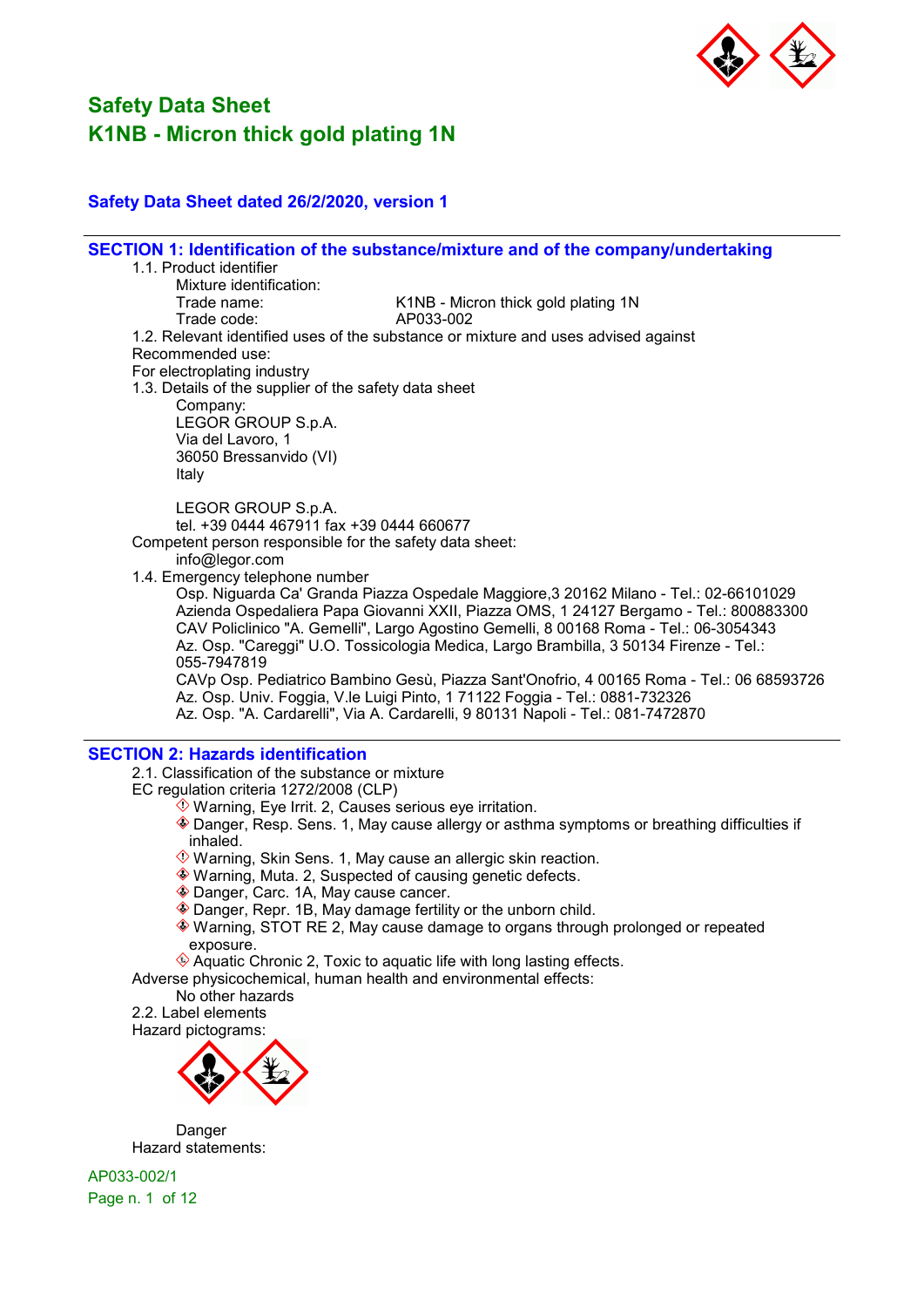# Safety Data Sheet
# K1NB - Micron thick gold plating 1N

**Safety Data Sheet dated 26/2/2020, version 1**

## SECTION 1: Identification of the substance/mixture and of the company/undertaking

1.1. Product identifier

Mixture identification:

| | |
|---|---|
| Trade name: | K1NB - Micron thick gold plating 1N |
| Trade code: | AP033-002 |

1.2. Relevant identified uses of the substance or mixture and uses advised against

Recommended use:

For electroplating industry

1.3. Details of the supplier of the safety data sheet

Company:
LEGOR GROUP S.p.A.
Via del Lavoro, 1
36050 Bressanvido (VI)
Italy

LEGOR GROUP S.p.A.
tel. +39 0444 467911 fax +39 0444 660677

Competent person responsible for the safety data sheet:
info@legor.com

1.4. Emergency telephone number

Osp. Niguarda Ca' Granda Piazza Ospedale Maggiore,3 20162 Milano - Tel.: 02-66101029
Azienda Ospedaliera Papa Giovanni XXII, Piazza OMS, 1 24127 Bergamo - Tel.: 800883300
CAV Policlinico "A. Gemelli", Largo Agostino Gemelli, 8 00168 Roma - Tel.: 06-3054343
Az. Osp. "Careggi" U.O. Tossicologia Medica, Largo Brambilla, 3 50134 Firenze - Tel.: 055-7947819
CAVp Osp. Pediatrico Bambino Gesù, Piazza Sant'Onofrio, 4 00165 Roma - Tel.: 06 68593726
Az. Osp. Univ. Foggia, V.le Luigi Pinto, 1 71122 Foggia - Tel.: 0881-732326
Az. Osp. "A. Cardarelli", Via A. Cardarelli, 9 80131 Napoli - Tel.: 081-7472870

## SECTION 2: Hazards identification

2.1. Classification of the substance or mixture

EC regulation criteria 1272/2008 (CLP)

- Warning, Eye Irrit. 2, Causes serious eye irritation.
- Danger, Resp. Sens. 1, May cause allergy or asthma symptoms or breathing difficulties if inhaled.
- Warning, Skin Sens. 1, May cause an allergic skin reaction.
- Warning, Muta. 2, Suspected of causing genetic defects.
- Danger, Carc. 1A, May cause cancer.
- Danger, Repr. 1B, May damage fertility or the unborn child.
- Warning, STOT RE 2, May cause damage to organs through prolonged or repeated exposure.
- Aquatic Chronic 2, Toxic to aquatic life with long lasting effects.

Adverse physicochemical, human health and environmental effects:

No other hazards

2.2. Label elements

Hazard pictograms:

Danger

Hazard statements: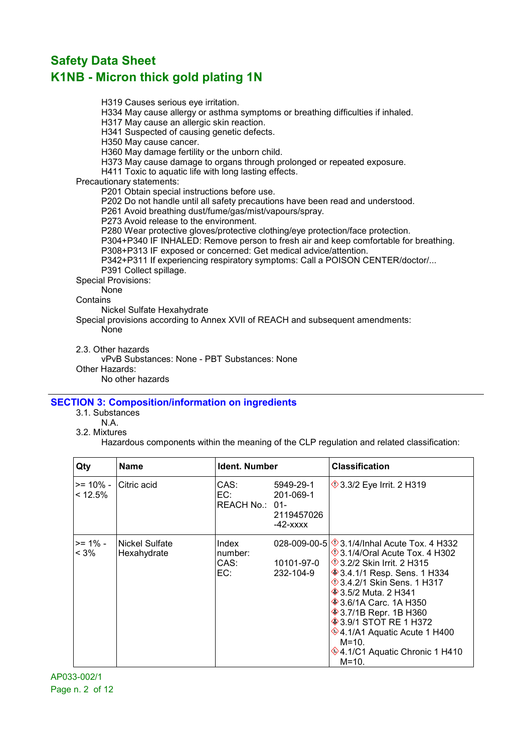H319 Causes serious eye irritation.
H334 May cause allergy or asthma symptoms or breathing difficulties if inhaled.
H317 May cause an allergic skin reaction.
H341 Suspected of causing genetic defects.
H350 May cause cancer.
H360 May damage fertility or the unborn child.
H373 May cause damage to organs through prolonged or repeated exposure.
H411 Toxic to aquatic life with long lasting effects.

Precautionary statements:

P201 Obtain special instructions before use.
P202 Do not handle until all safety precautions have been read and understood.
P261 Avoid breathing dust/fume/gas/mist/vapours/spray.
P273 Avoid release to the environment.
P280 Wear protective gloves/protective clothing/eye protection/face protection.
P304+P340 IF INHALED: Remove person to fresh air and keep comfortable for breathing.
P308+P313 IF exposed or concerned: Get medical advice/attention.
P342+P311 If experiencing respiratory symptoms: Call a POISON CENTER/doctor/...
P391 Collect spillage.

Special Provisions:

None

Contains

Nickel Sulfate Hexahydrate

Special provisions according to Annex XVII of REACH and subsequent amendments:

None

2.3. Other hazards

vPvB Substances: None - PBT Substances: None

Other Hazards:

No other hazards

## SECTION 3: Composition/information on ingredients

3.1. Substances

N.A.

3.2. Mixtures

Hazardous components within the meaning of the CLP regulation and related classification:

| Qty | Name | Ident. Number | | Classification |
|---|---|---|---|---|
| >= 10% - < 12.5% | Citric acid | CAS:<br>EC:<br>REACH No.: | 5949-29-1<br>201-069-1<br>01-2119457026-42-xxxx | 3.3/2 Eye Irrit. 2 H319 |
| >= 1% - < 3% | Nickel Sulfate Hexahydrate | Index number:<br>CAS:<br>EC: | 028-009-00-5<br>10101-97-0<br>232-104-9 | 3.1/4/Inhal Acute Tox. 4 H332<br>3.1/4/Oral Acute Tox. 4 H302<br>3.2/2 Skin Irrit. 2 H315<br>3.4.1/1 Resp. Sens. 1 H334<br>3.4.2/1 Skin Sens. 1 H317<br>3.5/2 Muta. 2 H341<br>3.6/1A Carc. 1A H350<br>3.7/1B Repr. 1B H360<br>3.9/1 STOT RE 1 H372<br>4.1/A1 Aquatic Acute 1 H400 M=10.<br>4.1/C1 Aquatic Chronic 1 H410 M=10. |

AP033-002/1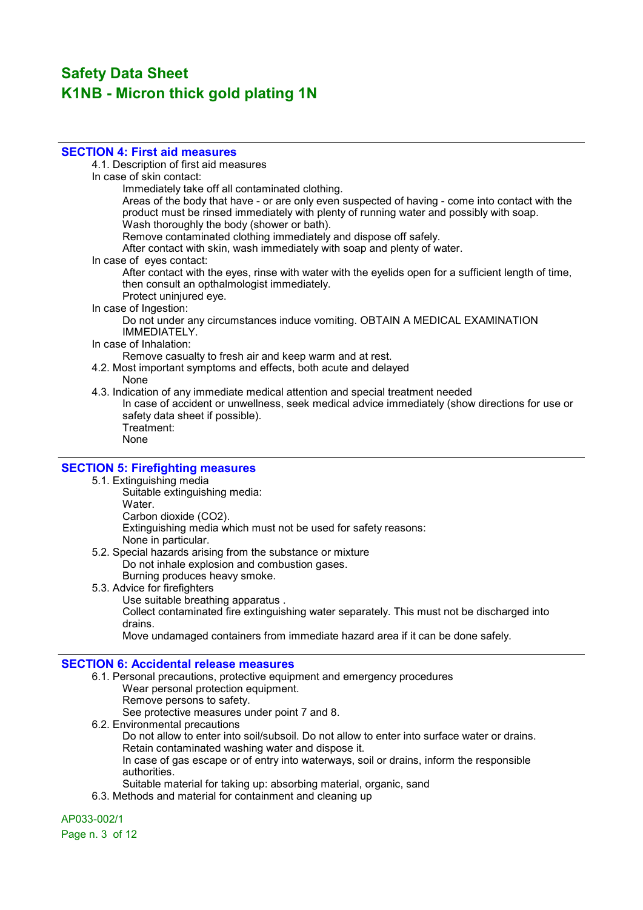# Safety Data Sheet
# K1NB - Micron thick gold plating 1N

## SECTION 4: First aid measures

4.1. Description of first aid measures

In case of skin contact:

Immediately take off all contaminated clothing.

Areas of the body that have - or are only even suspected of having - come into contact with the product must be rinsed immediately with plenty of running water and possibly with soap.

Wash thoroughly the body (shower or bath).

Remove contaminated clothing immediately and dispose off safely.

After contact with skin, wash immediately with soap and plenty of water.

In case of eyes contact:

After contact with the eyes, rinse with water with the eyelids open for a sufficient length of time, then consult an opthalmologist immediately.

Protect uninjured eye.

In case of Ingestion:

Do not under any circumstances induce vomiting. OBTAIN A MEDICAL EXAMINATION IMMEDIATELY.

In case of Inhalation:

Remove casualty to fresh air and keep warm and at rest.

4.2. Most important symptoms and effects, both acute and delayed

None

4.3. Indication of any immediate medical attention and special treatment needed

In case of accident or unwellness, seek medical advice immediately (show directions for use or safety data sheet if possible).

Treatment:

None

## SECTION 5: Firefighting measures

5.1. Extinguishing media

Suitable extinguishing media:

Water.

Carbon dioxide ($CO_2$).

Extinguishing media which must not be used for safety reasons:

None in particular.

5.2. Special hazards arising from the substance or mixture

Do not inhale explosion and combustion gases.

Burning produces heavy smoke.

5.3. Advice for firefighters

Use suitable breathing apparatus .

Collect contaminated fire extinguishing water separately. This must not be discharged into drains.

Move undamaged containers from immediate hazard area if it can be done safely.

## SECTION 6: Accidental release measures

6.1. Personal precautions, protective equipment and emergency procedures

Wear personal protection equipment.

Remove persons to safety.

See protective measures under point 7 and 8.

6.2. Environmental precautions

Do not allow to enter into soil/subsoil. Do not allow to enter into surface water or drains.

Retain contaminated washing water and dispose it.

In case of gas escape or of entry into waterways, soil or drains, inform the responsible authorities.

Suitable material for taking up: absorbing material, organic, sand

6.3. Methods and material for containment and cleaning up

AP033-002/1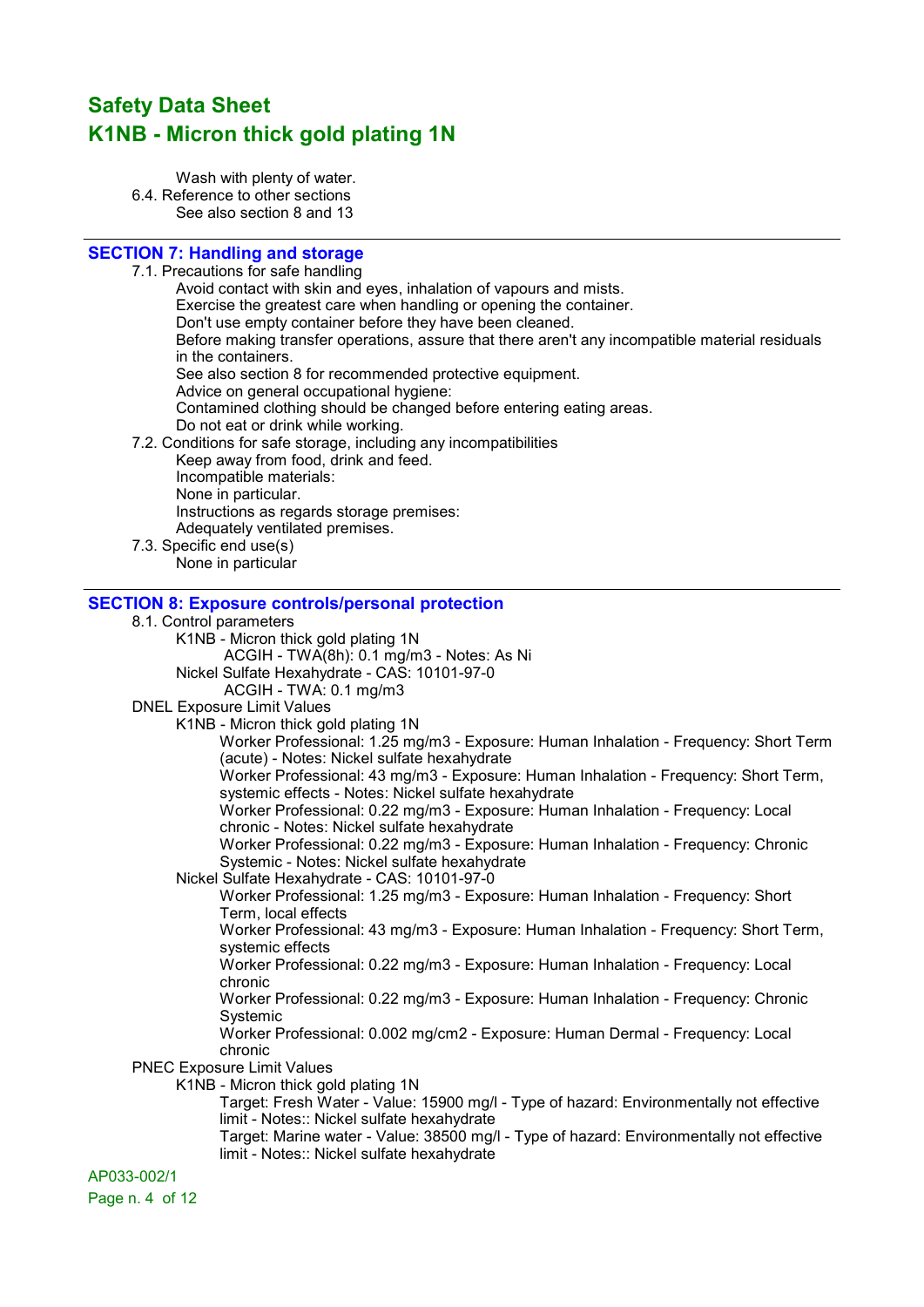Wash with plenty of water.

6.4. Reference to other sections

See also section 8 and 13

## SECTION 7: Handling and storage

7.1. Precautions for safe handling

Avoid contact with skin and eyes, inhalation of vapours and mists.
Exercise the greatest care when handling or opening the container.
Don't use empty container before they have been cleaned.
Before making transfer operations, assure that there aren't any incompatible material residuals in the containers.
See also section 8 for recommended protective equipment.
Advice on general occupational hygiene:
Contamined clothing should be changed before entering eating areas.
Do not eat or drink while working.

7.2. Conditions for safe storage, including any incompatibilities

Keep away from food, drink and feed.
Incompatible materials:
None in particular.
Instructions as regards storage premises:
Adequately ventilated premises.

7.3. Specific end use(s)

None in particular

## SECTION 8: Exposure controls/personal protection

8.1. Control parameters

K1NB - Micron thick gold plating 1N
    ACGIH - TWA(8h): 0.1 mg/m3 - Notes: As Ni
Nickel Sulfate Hexahydrate - CAS: 10101-97-0
    ACGIH - TWA: 0.1 mg/m3

DNEL Exposure Limit Values

K1NB - Micron thick gold plating 1N
    Worker Professional: 1.25 mg/m3 - Exposure: Human Inhalation - Frequency: Short Term (acute) - Notes: Nickel sulfate hexahydrate
    Worker Professional: 43 mg/m3 - Exposure: Human Inhalation - Frequency: Short Term, systemic effects - Notes: Nickel sulfate hexahydrate
    Worker Professional: 0.22 mg/m3 - Exposure: Human Inhalation - Frequency: Local chronic - Notes: Nickel sulfate hexahydrate
    Worker Professional: 0.22 mg/m3 - Exposure: Human Inhalation - Frequency: Chronic Systemic - Notes: Nickel sulfate hexahydrate
Nickel Sulfate Hexahydrate - CAS: 10101-97-0
    Worker Professional: 1.25 mg/m3 - Exposure: Human Inhalation - Frequency: Short Term, local effects
    Worker Professional: 43 mg/m3 - Exposure: Human Inhalation - Frequency: Short Term, systemic effects
    Worker Professional: 0.22 mg/m3 - Exposure: Human Inhalation - Frequency: Local chronic
    Worker Professional: 0.22 mg/m3 - Exposure: Human Inhalation - Frequency: Chronic Systemic
    Worker Professional: 0.002 mg/cm2 - Exposure: Human Dermal - Frequency: Local chronic

PNEC Exposure Limit Values

K1NB - Micron thick gold plating 1N
    Target: Fresh Water - Value: 15900 mg/l - Type of hazard: Environmentally not effective limit - Notes:: Nickel sulfate hexahydrate
    Target: Marine water - Value: 38500 mg/l - Type of hazard: Environmentally not effective limit - Notes:: Nickel sulfate hexahydrate

AP033-002/1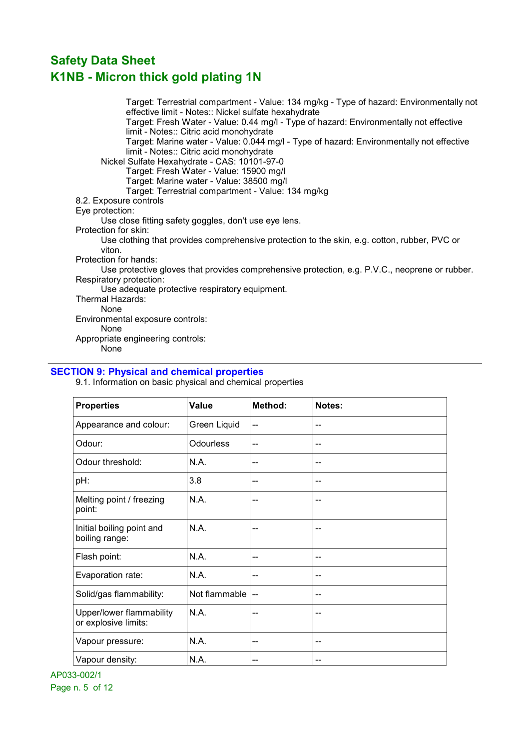Target: Terrestrial compartment - Value: 134 mg/kg - Type of hazard: Environmentally not effective limit - Notes:: Nickel sulfate hexahydrate
Target: Fresh Water - Value: 0.44 mg/l - Type of hazard: Environmentally not effective limit - Notes:: Citric acid monohydrate
Target: Marine water - Value: 0.044 mg/l - Type of hazard: Environmentally not effective limit - Notes:: Citric acid monohydrate

Nickel Sulfate Hexahydrate - CAS: 10101-97-0
Target: Fresh Water - Value: 15900 mg/l
Target: Marine water - Value: 38500 mg/l
Target: Terrestrial compartment - Value: 134 mg/kg

8.2. Exposure controls

Eye protection:
Use close fitting safety goggles, don't use eye lens.

Protection for skin:
Use clothing that provides comprehensive protection to the skin, e.g. cotton, rubber, PVC or viton.

Protection for hands:
Use protective gloves that provides comprehensive protection, e.g. P.V.C., neoprene or rubber.

Respiratory protection:
Use adequate protective respiratory equipment.

Thermal Hazards:
None

Environmental exposure controls:
None

Appropriate engineering controls:
None

## SECTION 9: Physical and chemical properties

9.1. Information on basic physical and chemical properties

| Properties | Value | Method: | Notes: |
|---|---|---|---|
| Appearance and colour: | Green Liquid | -- | -- |
| Odour: | Odourless | -- | -- |
| Odour threshold: | N.A. | -- | -- |
| pH: | 3.8 | -- | -- |
| Melting point / freezing point: | N.A. | -- | -- |
| Initial boiling point and boiling range: | N.A. | -- | -- |
| Flash point: | N.A. | -- | -- |
| Evaporation rate: | N.A. | -- | -- |
| Solid/gas flammability: | Not flammable | -- | -- |
| Upper/lower flammability or explosive limits: | N.A. | -- | -- |
| Vapour pressure: | N.A. | -- | -- |
| Vapour density: | N.A. | -- | -- |

AP033-002/1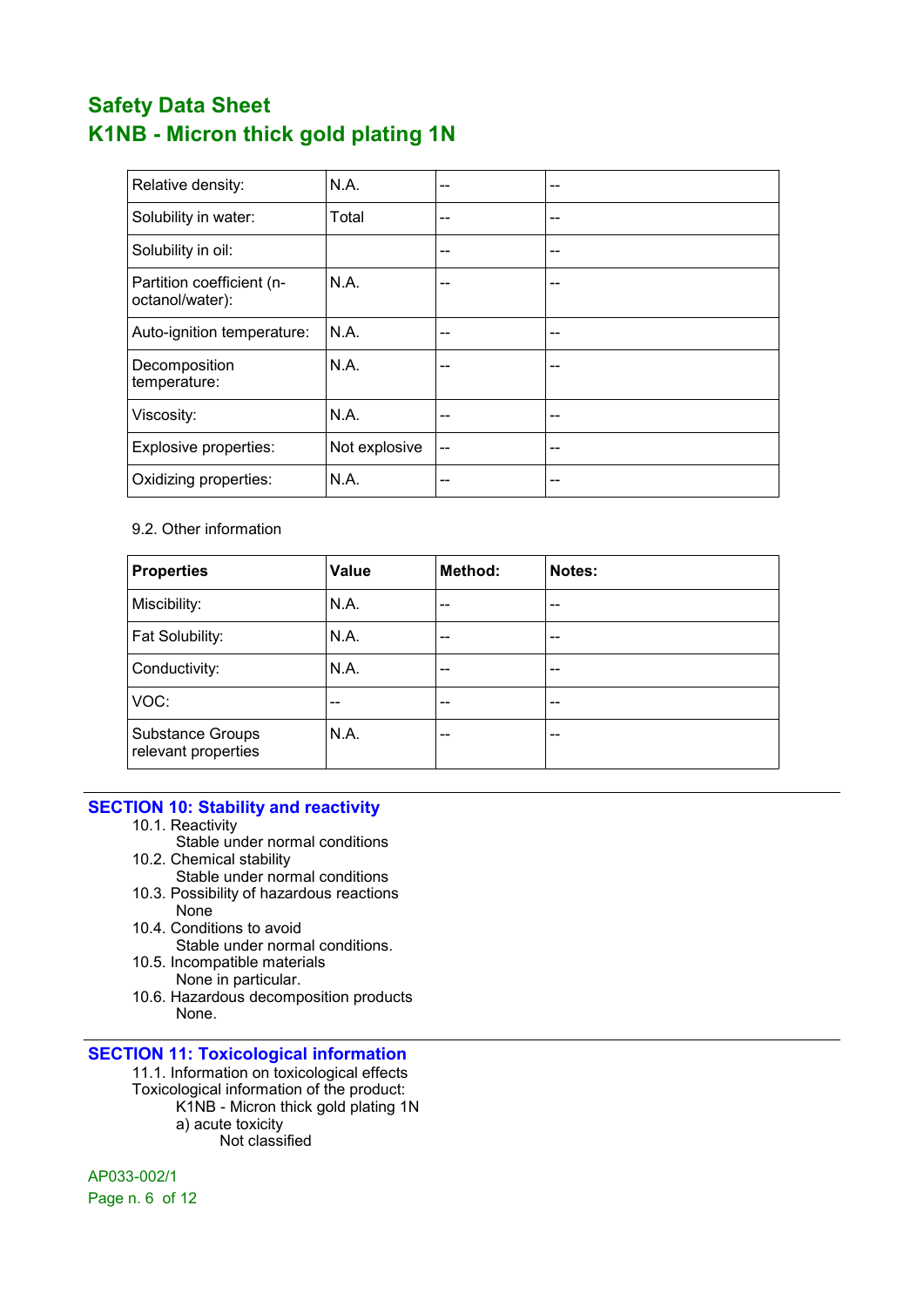| Relative density: | N.A. | -- | -- |
|---|---|---|---|
| Solubility in water: | Total | -- | -- |
| Solubility in oil: | | -- | -- |
| Partition coefficient (n-octanol/water): | N.A. | -- | -- |
| Auto-ignition temperature: | N.A. | -- | -- |
| Decomposition temperature: | N.A. | -- | -- |
| Viscosity: | N.A. | -- | -- |
| Explosive properties: | Not explosive | -- | -- |
| Oxidizing properties: | N.A. | -- | -- |

9.2. Other information

| Properties | Value | Method: | Notes: |
|---|---|---|---|
| Miscibility: | N.A. | -- | -- |
| Fat Solubility: | N.A. | -- | -- |
| Conductivity: | N.A. | -- | -- |
| VOC: | -- | -- | -- |
| Substance Groups relevant properties | N.A. | -- | -- |

## SECTION 10: Stability and reactivity

10.1. Reactivity
Stable under normal conditions

10.2. Chemical stability
Stable under normal conditions

10.3. Possibility of hazardous reactions
None

10.4. Conditions to avoid
Stable under normal conditions.

10.5. Incompatible materials
None in particular.

10.6. Hazardous decomposition products
None.

## SECTION 11: Toxicological information

11.1. Information on toxicological effects

Toxicological information of the product:

K1NB - Micron thick gold plating 1N

a) acute toxicity
Not classified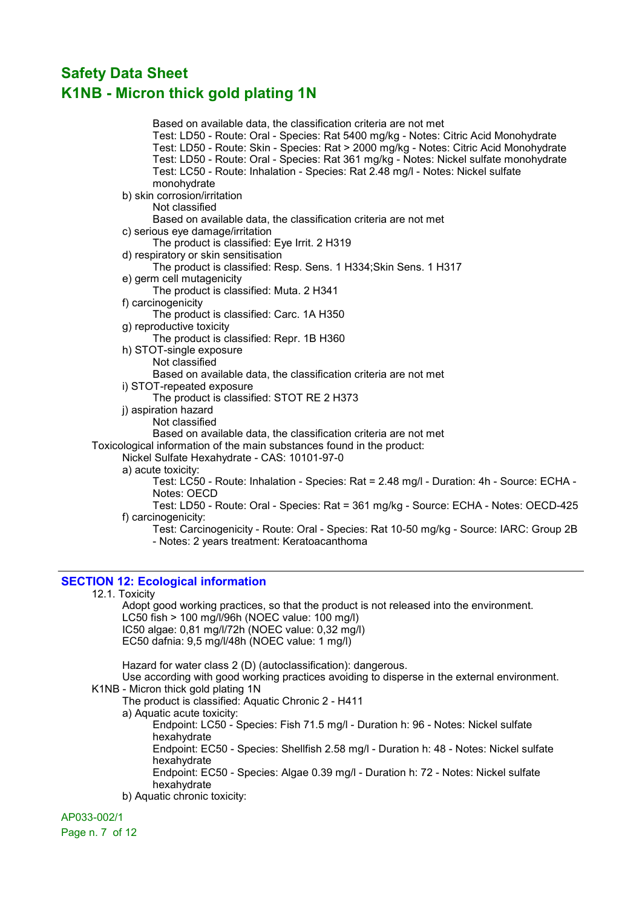Based on available data, the classification criteria are not met

Test: LD50 - Route: Oral - Species: Rat 5400 mg/kg - Notes: Citric Acid Monohydrate

Test: LD50 - Route: Skin - Species: Rat > 2000 mg/kg - Notes: Citric Acid Monohydrate

Test: LD50 - Route: Oral - Species: Rat 361 mg/kg - Notes: Nickel sulfate monohydrate

Test: LC50 - Route: Inhalation - Species: Rat 2.48 mg/l - Notes: Nickel sulfate monohydrate

b) skin corrosion/irritation

Not classified

Based on available data, the classification criteria are not met

c) serious eye damage/irritation

The product is classified: Eye Irrit. 2 H319

d) respiratory or skin sensitisation

The product is classified: Resp. Sens. 1 H334;Skin Sens. 1 H317

e) germ cell mutagenicity

The product is classified: Muta. 2 H341

f) carcinogenicity

The product is classified: Carc. 1A H350

g) reproductive toxicity

The product is classified: Repr. 1B H360

h) STOT-single exposure

Not classified

Based on available data, the classification criteria are not met

i) STOT-repeated exposure

The product is classified: STOT RE 2 H373

j) aspiration hazard

Not classified

Based on available data, the classification criteria are not met

Toxicological information of the main substances found in the product:

Nickel Sulfate Hexahydrate - CAS: 10101-97-0

a) acute toxicity:

Test: LC50 - Route: Inhalation - Species: Rat = 2.48 mg/l - Duration: 4h - Source: ECHA - Notes: OECD

Test: LD50 - Route: Oral - Species: Rat = 361 mg/kg - Source: ECHA - Notes: OECD-425

f) carcinogenicity:

Test: Carcinogenicity - Route: Oral - Species: Rat 10-50 mg/kg - Source: IARC: Group 2B - Notes: 2 years treatment: Keratoacanthoma

## SECTION 12: Ecological information

12.1. Toxicity

Adopt good working practices, so that the product is not released into the environment.

LC50 fish > 100 mg/l/96h (NOEC value: 100 mg/l)

IC50 algae: 0,81 mg/l/72h (NOEC value: 0,32 mg/l)

EC50 dafnia: 9,5 mg/l/48h (NOEC value: 1 mg/l)

Hazard for water class 2 (D) (autoclassification): dangerous.

Use according with good working practices avoiding to disperse in the external environment.

K1NB - Micron thick gold plating 1N

The product is classified: Aquatic Chronic 2 - H411

a) Aquatic acute toxicity:

Endpoint: LC50 - Species: Fish 71.5 mg/l - Duration h: 96 - Notes: Nickel sulfate hexahydrate

Endpoint: EC50 - Species: Shellfish 2.58 mg/l - Duration h: 48 - Notes: Nickel sulfate hexahydrate

Endpoint: EC50 - Species: Algae 0.39 mg/l - Duration h: 72 - Notes: Nickel sulfate hexahydrate

b) Aquatic chronic toxicity: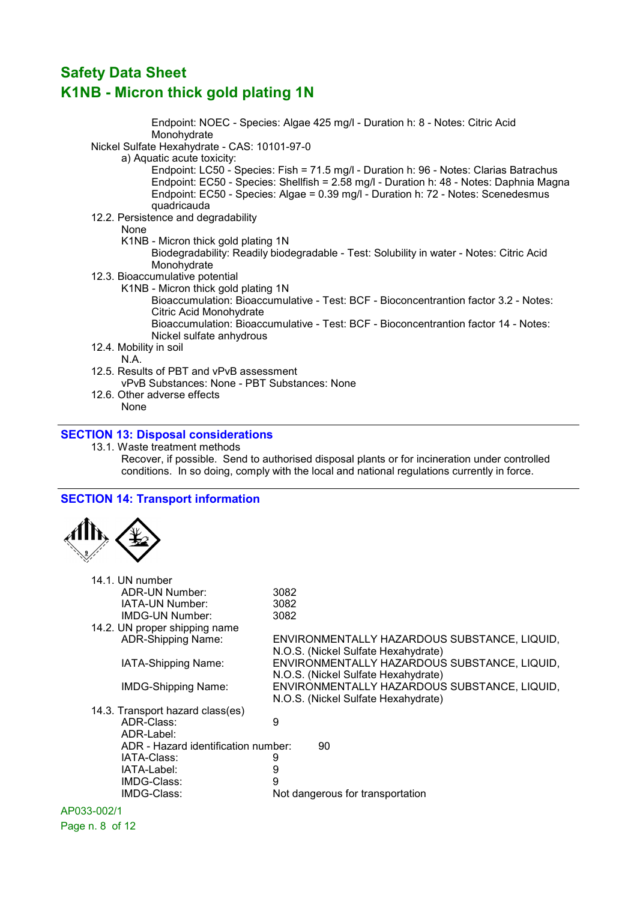Endpoint: NOEC - Species: Algae 425 mg/l - Duration h: 8 - Notes: Citric Acid Monohydrate

Nickel Sulfate Hexahydrate - CAS: 10101-97-0

a) Aquatic acute toxicity:

Endpoint: LC50 - Species: Fish = 71.5 mg/l - Duration h: 96 - Notes: Clarias Batrachus
Endpoint: EC50 - Species: Shellfish = 2.58 mg/l - Duration h: 48 - Notes: Daphnia Magna
Endpoint: EC50 - Species: Algae = 0.39 mg/l - Duration h: 72 - Notes: Scenedesmus quadricauda

12.2. Persistence and degradability

None

K1NB - Micron thick gold plating 1N

Biodegradability: Readily biodegradable - Test: Solubility in water - Notes: Citric Acid Monohydrate

12.3. Bioaccumulative potential

K1NB - Micron thick gold plating 1N

Bioaccumulation: Bioaccumulative - Test: BCF - Bioconcentrantion factor 3.2 - Notes: Citric Acid Monohydrate
Bioaccumulation: Bioaccumulative - Test: BCF - Bioconcentrantion factor 14 - Notes: Nickel sulfate anhydrous

12.4. Mobility in soil

N.A.

12.5. Results of PBT and vPvB assessment

vPvB Substances: None - PBT Substances: None

12.6. Other adverse effects

None

## SECTION 13: Disposal considerations

13.1. Waste treatment methods

Recover, if possible. Send to authorised disposal plants or for incineration under controlled conditions. In so doing, comply with the local and national regulations currently in force.

## SECTION 14: Transport information

14.1. UN number

| | |
|---|---|
| ADR-UN Number: | 3082 |
| IATA-UN Number: | 3082 |
| IMDG-UN Number: | 3082 |

14.2. UN proper shipping name

| | |
|---|---|
| ADR-Shipping Name: | ENVIRONMENTALLY HAZARDOUS SUBSTANCE, LIQUID, N.O.S. (Nickel Sulfate Hexahydrate) |
| IATA-Shipping Name: | ENVIRONMENTALLY HAZARDOUS SUBSTANCE, LIQUID, N.O.S. (Nickel Sulfate Hexahydrate) |
| IMDG-Shipping Name: | ENVIRONMENTALLY HAZARDOUS SUBSTANCE, LIQUID, N.O.S. (Nickel Sulfate Hexahydrate) |

14.3. Transport hazard class(es)

| | |
|---|---|
| ADR-Class: | 9 |
| ADR-Label: | |
| ADR - Hazard identification number: | 90 |
| IATA-Class: | 9 |
| IATA-Label: | 9 |
| IMDG-Class: | 9 |
| IMDG-Class: | Not dangerous for transportation |

AP033-002/1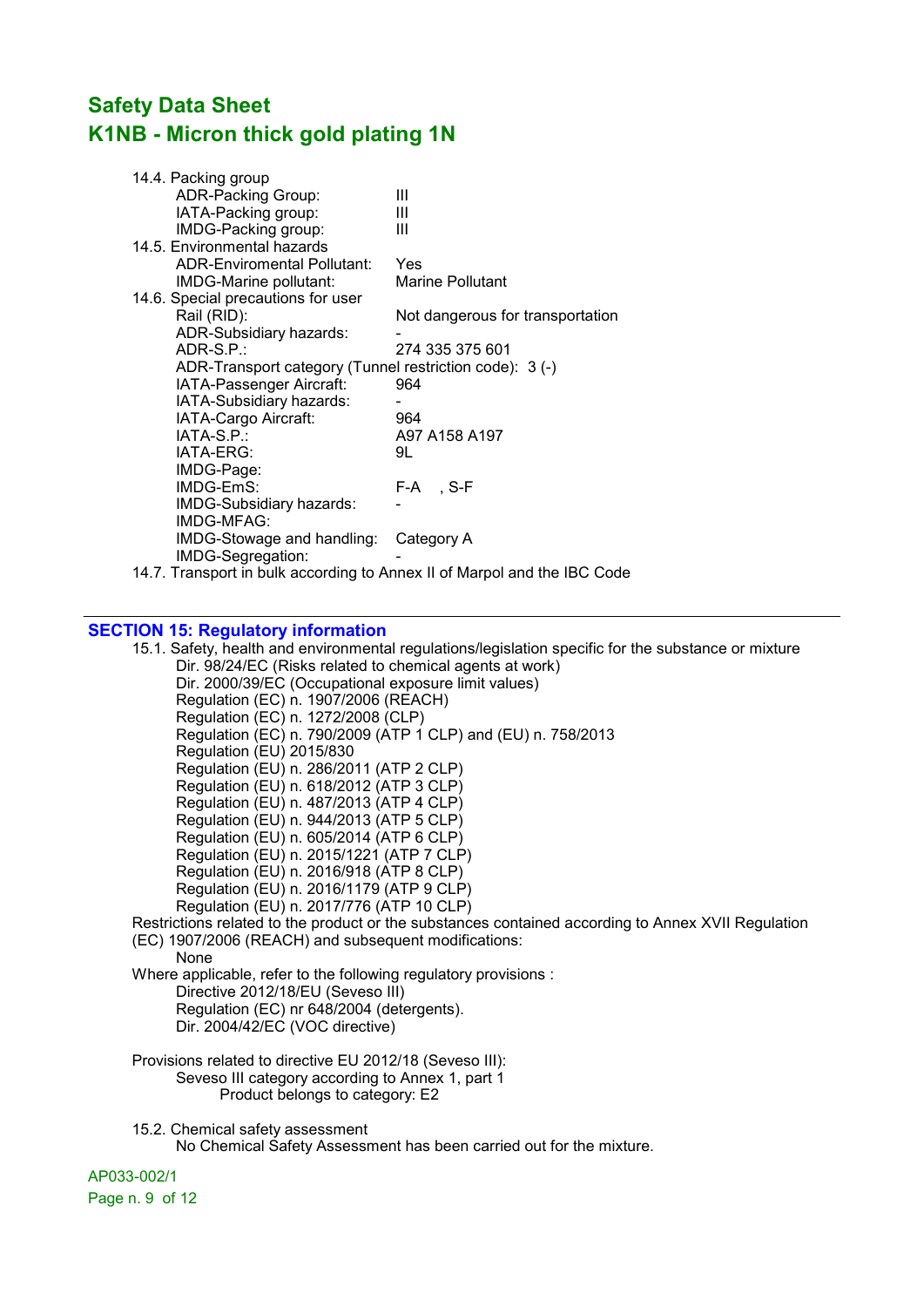14.4. Packing group

ADR-Packing Group: III
IATA-Packing group: III
IMDG-Packing group: III

14.5. Environmental hazards

ADR-Enviromental Pollutant: Yes
IMDG-Marine pollutant: Marine Pollutant

14.6. Special precautions for user

Rail (RID): Not dangerous for transportation
ADR-Subsidiary hazards: -
ADR-S.P.: 274 335 375 601
ADR-Transport category (Tunnel restriction code): 3 (-)
IATA-Passenger Aircraft: 964
IATA-Subsidiary hazards: -
IATA-Cargo Aircraft: 964
IATA-S.P.: A97 A158 A197
IATA-ERG: 9L
IMDG-Page:
IMDG-EmS: F-A , S-F
IMDG-Subsidiary hazards: -
IMDG-MFAG:
IMDG-Stowage and handling: Category A
IMDG-Segregation: -

14.7. Transport in bulk according to Annex II of Marpol and the IBC Code

---

## SECTION 15: Regulatory information

15.1. Safety, health and environmental regulations/legislation specific for the substance or mixture

Dir. 98/24/EC (Risks related to chemical agents at work)
Dir. 2000/39/EC (Occupational exposure limit values)
Regulation (EC) n. 1907/2006 (REACH)
Regulation (EC) n. 1272/2008 (CLP)
Regulation (EC) n. 790/2009 (ATP 1 CLP) and (EU) n. 758/2013
Regulation (EU) 2015/830
Regulation (EU) n. 286/2011 (ATP 2 CLP)
Regulation (EU) n. 618/2012 (ATP 3 CLP)
Regulation (EU) n. 487/2013 (ATP 4 CLP)
Regulation (EU) n. 944/2013 (ATP 5 CLP)
Regulation (EU) n. 605/2014 (ATP 6 CLP)
Regulation (EU) n. 2015/1221 (ATP 7 CLP)
Regulation (EU) n. 2016/918 (ATP 8 CLP)
Regulation (EU) n. 2016/1179 (ATP 9 CLP)
Regulation (EU) n. 2017/776 (ATP 10 CLP)

Restrictions related to the product or the substances contained according to Annex XVII Regulation (EC) 1907/2006 (REACH) and subsequent modifications:

None

Where applicable, refer to the following regulatory provisions :

Directive 2012/18/EU (Seveso III)
Regulation (EC) nr 648/2004 (detergents).
Dir. 2004/42/EC (VOC directive)

Provisions related to directive EU 2012/18 (Seveso III):

Seveso III category according to Annex 1, part 1

Product belongs to category: E2

15.2. Chemical safety assessment

No Chemical Safety Assessment has been carried out for the mixture.

AP033-002/1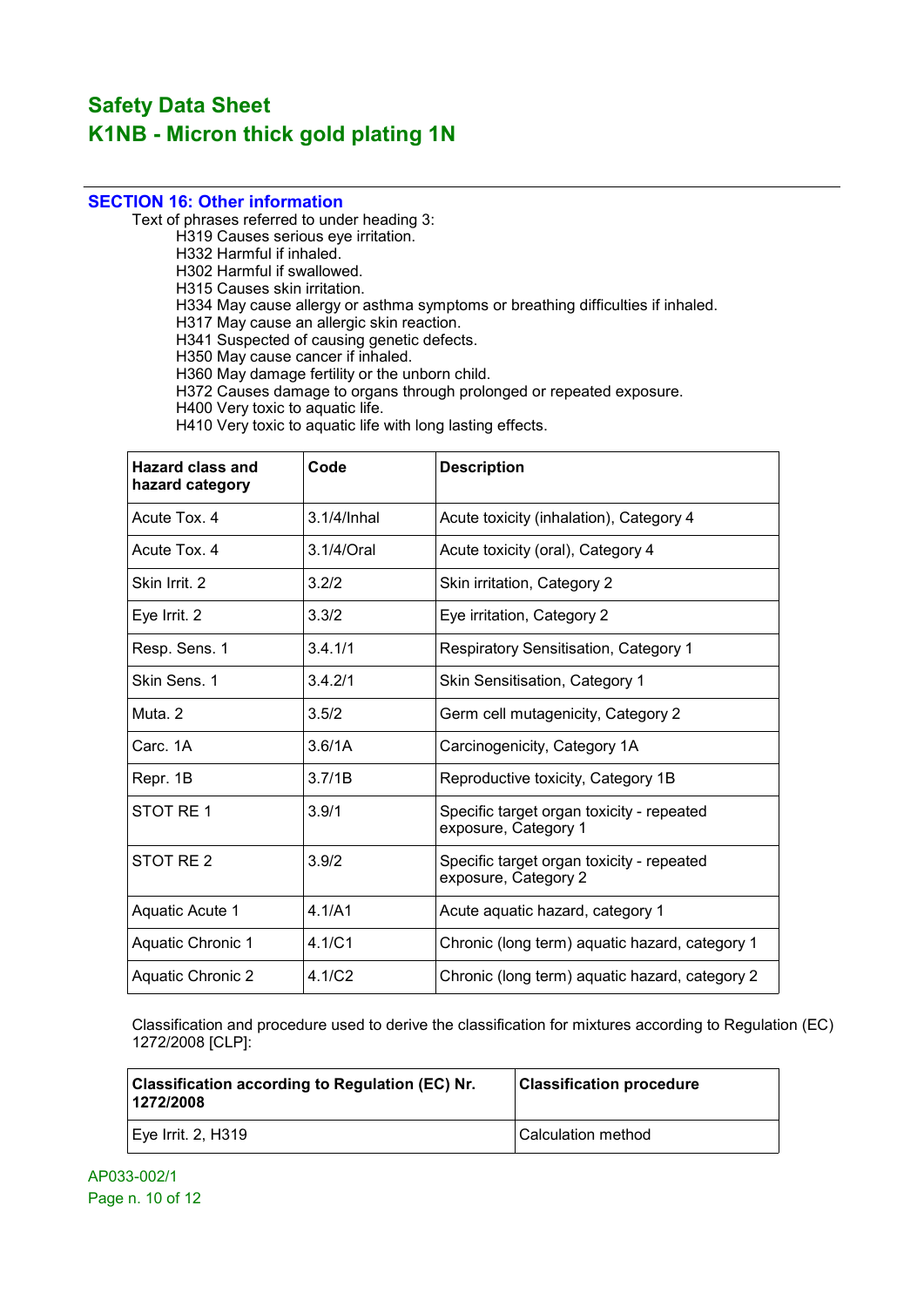# Safety Data Sheet
# K1NB - Micron thick gold plating 1N

## SECTION 16: Other information

Text of phrases referred to under heading 3:

- H319 Causes serious eye irritation.
- H332 Harmful if inhaled.
- H302 Harmful if swallowed.
- H315 Causes skin irritation.
- H334 May cause allergy or asthma symptoms or breathing difficulties if inhaled.
- H317 May cause an allergic skin reaction.
- H341 Suspected of causing genetic defects.
- H350 May cause cancer if inhaled.
- H360 May damage fertility or the unborn child.
- H372 Causes damage to organs through prolonged or repeated exposure.
- H400 Very toxic to aquatic life.
- H410 Very toxic to aquatic life with long lasting effects.

| Hazard class and hazard category | Code | Description |
|---|---|---|
| Acute Tox. 4 | 3.1/4/Inhal | Acute toxicity (inhalation), Category 4 |
| Acute Tox. 4 | 3.1/4/Oral | Acute toxicity (oral), Category 4 |
| Skin Irrit. 2 | 3.2/2 | Skin irritation, Category 2 |
| Eye Irrit. 2 | 3.3/2 | Eye irritation, Category 2 |
| Resp. Sens. 1 | 3.4.1/1 | Respiratory Sensitisation, Category 1 |
| Skin Sens. 1 | 3.4.2/1 | Skin Sensitisation, Category 1 |
| Muta. 2 | 3.5/2 | Germ cell mutagenicity, Category 2 |
| Carc. 1A | 3.6/1A | Carcinogenicity, Category 1A |
| Repr. 1B | 3.7/1B | Reproductive toxicity, Category 1B |
| STOT RE 1 | 3.9/1 | Specific target organ toxicity - repeated exposure, Category 1 |
| STOT RE 2 | 3.9/2 | Specific target organ toxicity - repeated exposure, Category 2 |
| Aquatic Acute 1 | 4.1/A1 | Acute aquatic hazard, category 1 |
| Aquatic Chronic 1 | 4.1/C1 | Chronic (long term) aquatic hazard, category 1 |
| Aquatic Chronic 2 | 4.1/C2 | Chronic (long term) aquatic hazard, category 2 |

Classification and procedure used to derive the classification for mixtures according to Regulation (EC) 1272/2008 [CLP]:

| Classification according to Regulation (EC) Nr. 1272/2008 | Classification procedure |
|---|---|
| Eye Irrit. 2, H319 | Calculation method |

AP033-002/1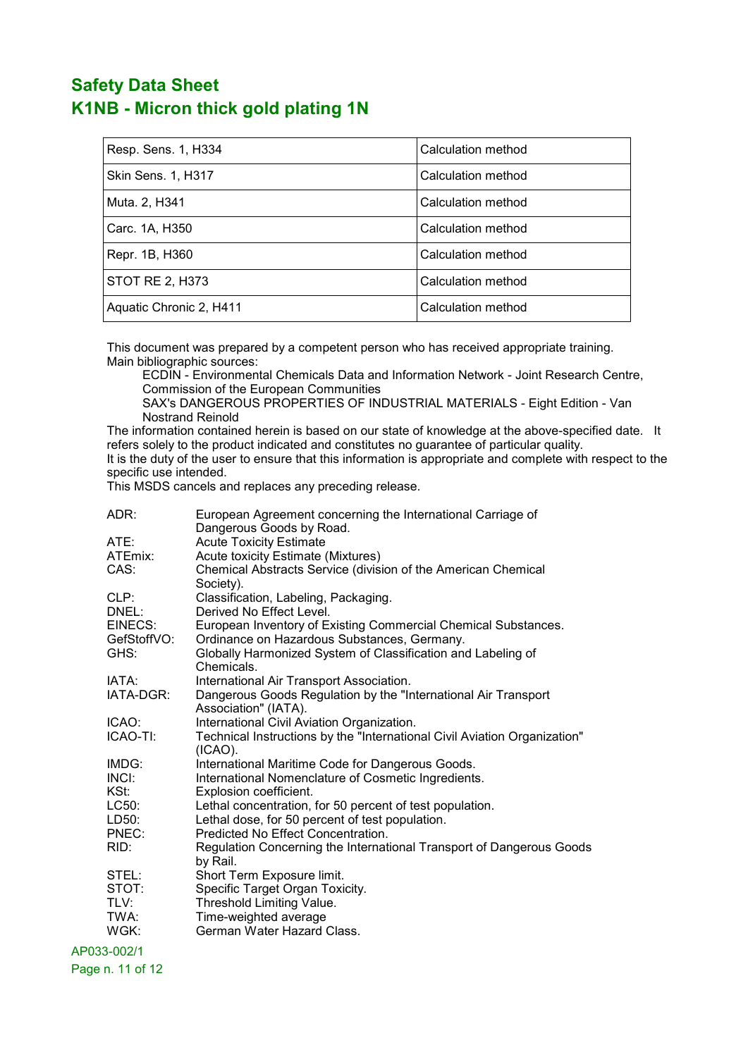| Resp. Sens. 1, H334 | Calculation method |
|---|---|
| Skin Sens. 1, H317 | Calculation method |
| Muta. 2, H341 | Calculation method |
| Carc. 1A, H350 | Calculation method |
| Repr. 1B, H360 | Calculation method |
| STOT RE 2, H373 | Calculation method |
| Aquatic Chronic 2, H411 | Calculation method |

This document was prepared by a competent person who has received appropriate training.
Main bibliographic sources:

ECDIN - Environmental Chemicals Data and Information Network - Joint Research Centre, Commission of the European Communities

SAX's DANGEROUS PROPERTIES OF INDUSTRIAL MATERIALS - Eight Edition - Van Nostrand Reinold

The information contained herein is based on our state of knowledge at the above-specified date. It refers solely to the product indicated and constitutes no guarantee of particular quality.
It is the duty of the user to ensure that this information is appropriate and complete with respect to the specific use intended.
This MSDS cancels and replaces any preceding release.

ADR: European Agreement concerning the International Carriage of Dangerous Goods by Road.
ATE: Acute Toxicity Estimate
ATEmix: Acute toxicity Estimate (Mixtures)
CAS: Chemical Abstracts Service (division of the American Chemical Society).
CLP: Classification, Labeling, Packaging.
DNEL: Derived No Effect Level.
EINECS: European Inventory of Existing Commercial Chemical Substances.
GefStoffVO: Ordinance on Hazardous Substances, Germany.
GHS: Globally Harmonized System of Classification and Labeling of Chemicals.
IATA: International Air Transport Association.
IATA-DGR: Dangerous Goods Regulation by the "International Air Transport Association" (IATA).
ICAO: International Civil Aviation Organization.
ICAO-TI: Technical Instructions by the "International Civil Aviation Organization" (ICAO).
IMDG: International Maritime Code for Dangerous Goods.
INCI: International Nomenclature of Cosmetic Ingredients.
KSt: Explosion coefficient.
LC50: Lethal concentration, for 50 percent of test population.
LD50: Lethal dose, for 50 percent of test population.
PNEC: Predicted No Effect Concentration.
RID: Regulation Concerning the International Transport of Dangerous Goods by Rail.
STEL: Short Term Exposure limit.
STOT: Specific Target Organ Toxicity.
TLV: Threshold Limiting Value.
TWA: Time-weighted average
WGK: German Water Hazard Class.